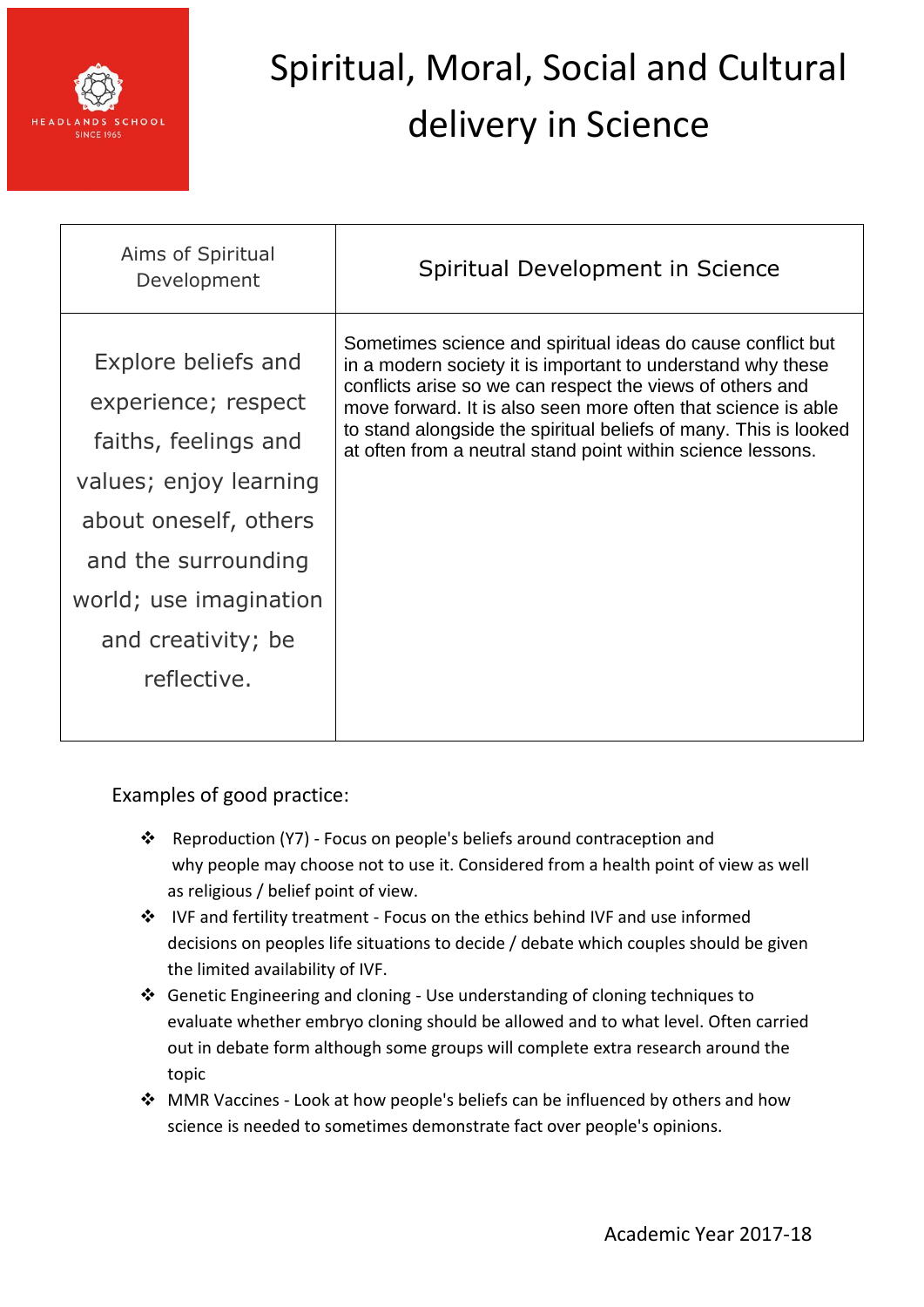HEADLANDS SCHOOL
SINCE 1965

# Spiritual, Moral, Social and Cultural delivery in Science

| Aims of Spiritual Development | Spiritual Development in Science |
|---|---|
| Explore beliefs and experience; respect faiths, feelings and values; enjoy learning about oneself, others and the surrounding world; use imagination and creativity; be reflective. | Sometimes science and spiritual ideas do cause conflict but in a modern society it is important to understand why these conflicts arise so we can respect the views of others and move forward. It is also seen more often that science is able to stand alongside the spiritual beliefs of many. This is looked at often from a neutral stand point within science lessons. |

Examples of good practice:

- Reproduction (Y7) - Focus on people's beliefs around contraception and why people may choose not to use it. Considered from a health point of view as well as religious / belief point of view.
- IVF and fertility treatment - Focus on the ethics behind IVF and use informed decisions on peoples life situations to decide / debate which couples should be given the limited availability of IVF.
- Genetic Engineering and cloning - Use understanding of cloning techniques to evaluate whether embryo cloning should be allowed and to what level. Often carried out in debate form although some groups will complete extra research around the topic
- MMR Vaccines - Look at how people's beliefs can be influenced by others and how science is needed to sometimes demonstrate fact over people's opinions.

Academic Year 2017-18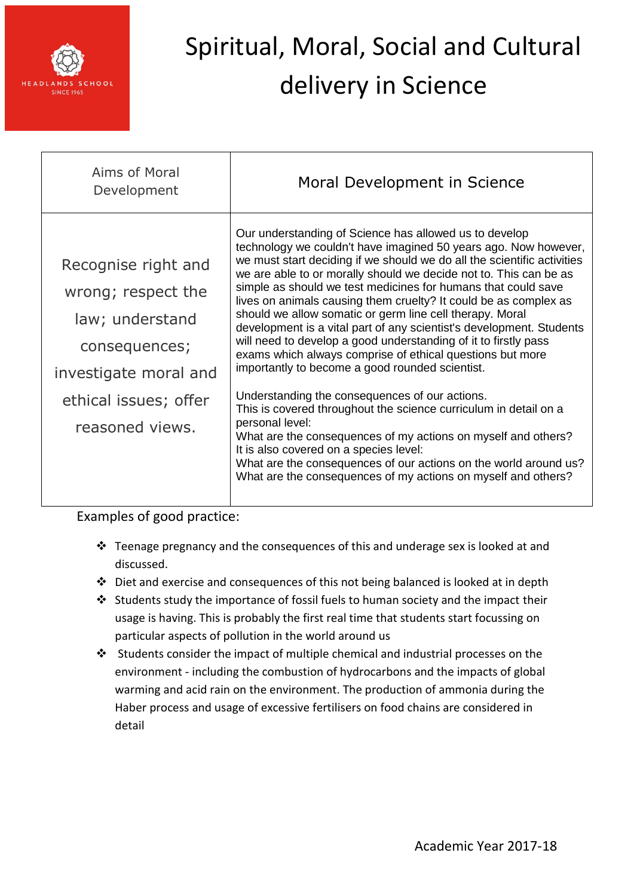# Spiritual, Moral, Social and Cultural delivery in Science

| Aims of Moral Development | Moral Development in Science |
|---|---|
| Recognise right and wrong; respect the law; understand consequences; investigate moral and ethical issues; offer reasoned views. | Our understanding of Science has allowed us to develop technology we couldn't have imagined 50 years ago. Now however, we must start deciding if we should we do all the scientific activities we are able to or morally should we decide not to. This can be as simple as should we test medicines for humans that could save lives on animals causing them cruelty? It could be as complex as should we allow somatic or germ line cell therapy. Moral development is a vital part of any scientist's development. Students will need to develop a good understanding of it to firstly pass exams which always comprise of ethical questions but more importantly to become a good rounded scientist.<br><br>Understanding the consequences of our actions.<br>This is covered throughout the science curriculum in detail on a personal level:<br>What are the consequences of my actions on myself and others?<br>It is also covered on a species level:<br>What are the consequences of our actions on the world around us?<br>What are the consequences of my actions on myself and others? |

Examples of good practice:

- Teenage pregnancy and the consequences of this and underage sex is looked at and discussed.
- Diet and exercise and consequences of this not being balanced is looked at in depth
- Students study the importance of fossil fuels to human society and the impact their usage is having. This is probably the first real time that students start focussing on particular aspects of pollution in the world around us
- Students consider the impact of multiple chemical and industrial processes on the environment - including the combustion of hydrocarbons and the impacts of global warming and acid rain on the environment. The production of ammonia during the Haber process and usage of excessive fertilisers on food chains are considered in detail

Academic Year 2017-18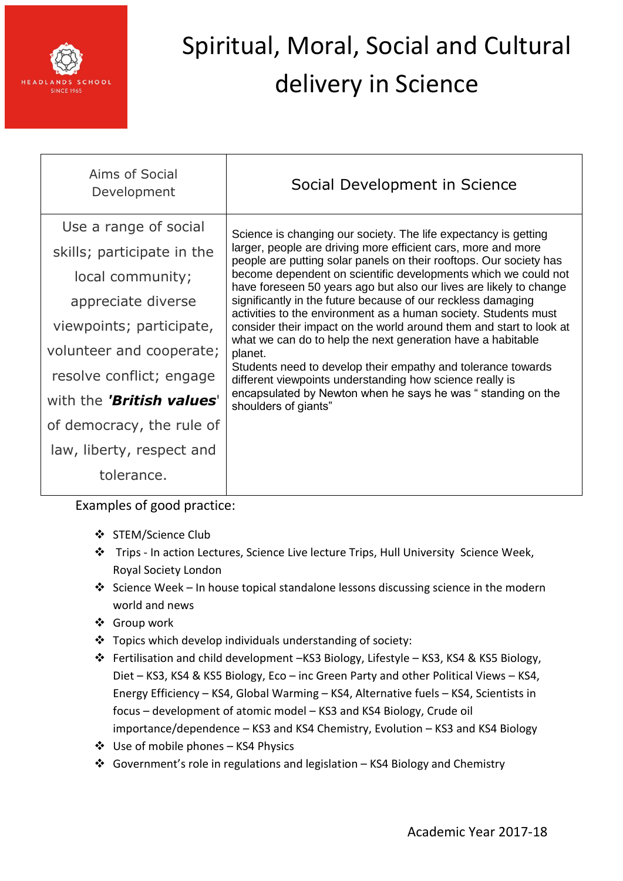# Spiritual, Moral, Social and Cultural delivery in Science

| Aims of Social Development | Social Development in Science |
|---|---|
| Use a range of social skills; participate in the local community; appreciate diverse viewpoints; participate, volunteer and cooperate; resolve conflict; engage with the ***'British values'*** of democracy, the rule of law, liberty, respect and tolerance. | Science is changing our society. The life expectancy is getting larger, people are driving more efficient cars, more and more people are putting solar panels on their rooftops. Our society has become dependent on scientific developments which we could not have foreseen 50 years ago but also our lives are likely to change significantly in the future because of our reckless damaging activities to the environment as a human society. Students must consider their impact on the world around them and start to look at what we can do to help the next generation have a habitable planet.<br>Students need to develop their empathy and tolerance towards different viewpoints understanding how science really is encapsulated by Newton when he says he was " standing on the shoulders of giants" |

Examples of good practice:

- STEM/Science Club
- Trips - In action Lectures, Science Live lecture Trips, Hull University Science Week, Royal Society London
- Science Week – In house topical standalone lessons discussing science in the modern world and news
- Group work
- Topics which develop individuals understanding of society:
- Fertilisation and child development –KS3 Biology, Lifestyle – KS3, KS4 & KS5 Biology, Diet – KS3, KS4 & KS5 Biology, Eco – inc Green Party and other Political Views – KS4, Energy Efficiency – KS4, Global Warming – KS4, Alternative fuels – KS4, Scientists in focus – development of atomic model – KS3 and KS4 Biology, Crude oil importance/dependence – KS3 and KS4 Chemistry, Evolution – KS3 and KS4 Biology
- Use of mobile phones – KS4 Physics
- Government's role in regulations and legislation – KS4 Biology and Chemistry

Academic Year 2017-18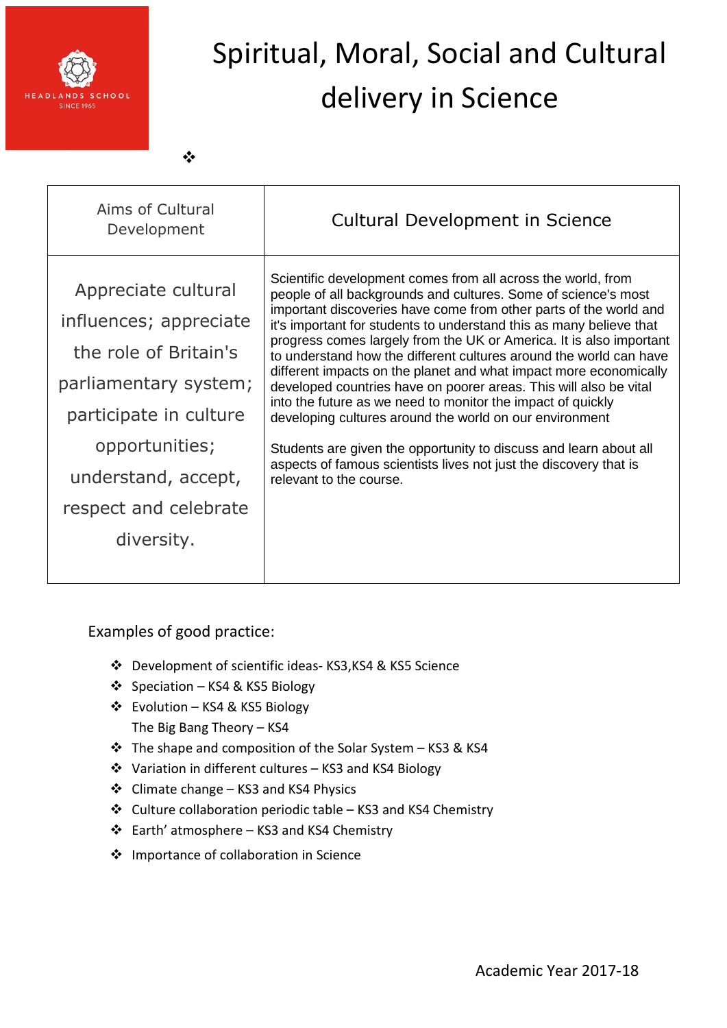HEADLANDS SCHOOL
SINCE 1965

# Spiritual, Moral, Social and Cultural delivery in Science

❖

| Aims of Cultural Development | Cultural Development in Science |
|---|---|
| Appreciate cultural influences; appreciate the role of Britain's parliamentary system; participate in culture opportunities; understand, accept, respect and celebrate diversity. | Scientific development comes from all across the world, from people of all backgrounds and cultures. Some of science's most important discoveries have come from other parts of the world and it's important for students to understand this as many believe that progress comes largely from the UK or America. It is also important to understand how the different cultures around the world can have different impacts on the planet and what impact more economically developed countries have on poorer areas. This will also be vital into the future as we need to monitor the impact of quickly developing cultures around the world on our environment<br><br>Students are given the opportunity to discuss and learn about all aspects of famous scientists lives not just the discovery that is relevant to the course. |

Examples of good practice:

- Development of scientific ideas- KS3,KS4 & KS5 Science
- Speciation – KS4 & KS5 Biology
- Evolution – KS4 & KS5 Biology
  The Big Bang Theory – KS4
- The shape and composition of the Solar System – KS3 & KS4
- Variation in different cultures – KS3 and KS4 Biology
- Climate change – KS3 and KS4 Physics
- Culture collaboration periodic table – KS3 and KS4 Chemistry
- Earth' atmosphere – KS3 and KS4 Chemistry
- Importance of collaboration in Science

Academic Year 2017-18